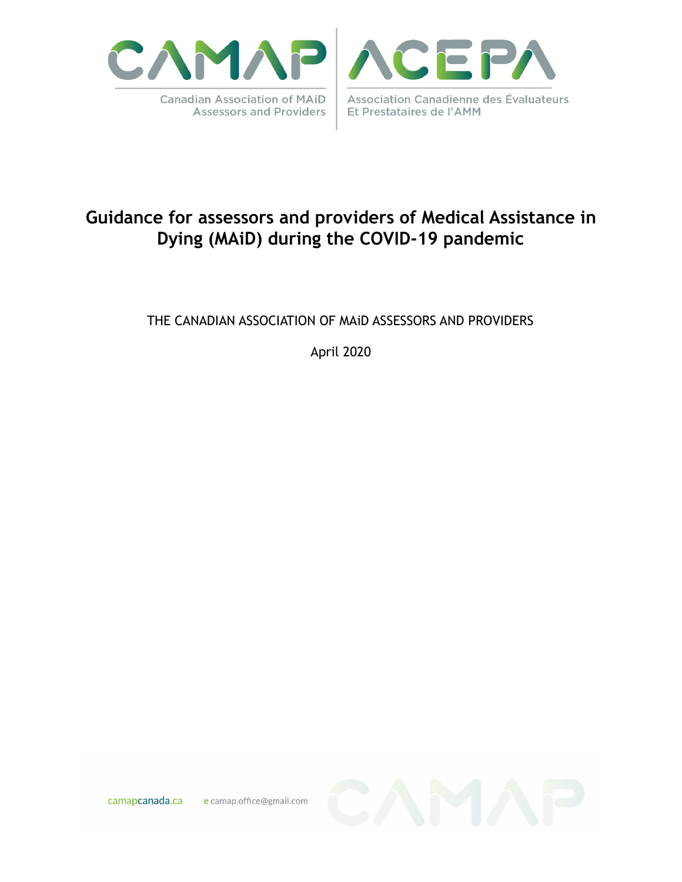CAMAP | ACEPA

Canadian Association of MAiD Assessors and Providers

Association Canadienne des Évaluateurs Et Prestataires de l'AMM

# Guidance for assessors and providers of Medical Assistance in Dying (MAiD) during the COVID-19 pandemic

THE CANADIAN ASSOCIATION OF MAiD ASSESSORS AND PROVIDERS

April 2020

camapcanada.ca e camap.office@gmail.com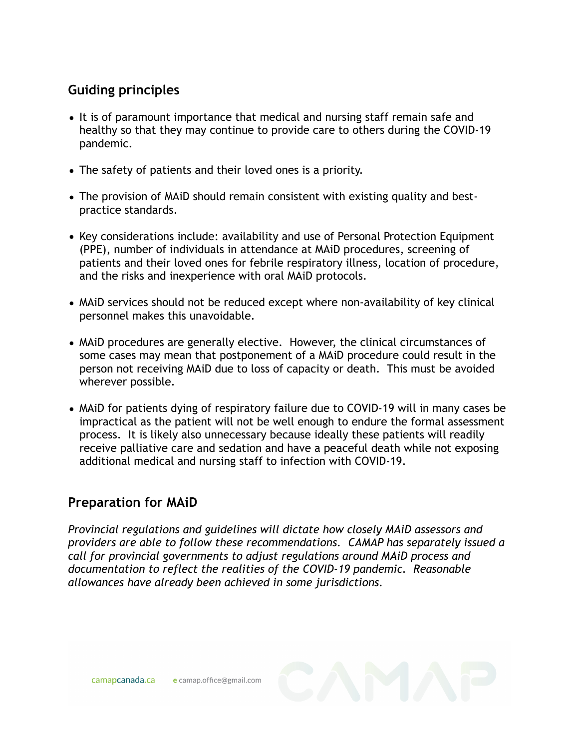## Guiding principles

- It is of paramount importance that medical and nursing staff remain safe and healthy so that they may continue to provide care to others during the COVID-19 pandemic.
- The safety of patients and their loved ones is a priority.
- The provision of MAiD should remain consistent with existing quality and best-practice standards.
- Key considerations include: availability and use of Personal Protection Equipment (PPE), number of individuals in attendance at MAiD procedures, screening of patients and their loved ones for febrile respiratory illness, location of procedure, and the risks and inexperience with oral MAiD protocols.
- MAiD services should not be reduced except where non-availability of key clinical personnel makes this unavoidable.
- MAiD procedures are generally elective. However, the clinical circumstances of some cases may mean that postponement of a MAiD procedure could result in the person not receiving MAiD due to loss of capacity or death. This must be avoided wherever possible.
- MAiD for patients dying of respiratory failure due to COVID-19 will in many cases be impractical as the patient will not be well enough to endure the formal assessment process. It is likely also unnecessary because ideally these patients will readily receive palliative care and sedation and have a peaceful death while not exposing additional medical and nursing staff to infection with COVID-19.

## Preparation for MAiD

*Provincial regulations and guidelines will dictate how closely MAiD assessors and providers are able to follow these recommendations. CAMAP has separately issued a call for provincial governments to adjust regulations around MAiD process and documentation to reflect the realities of the COVID-19 pandemic. Reasonable allowances have already been achieved in some jurisdictions.*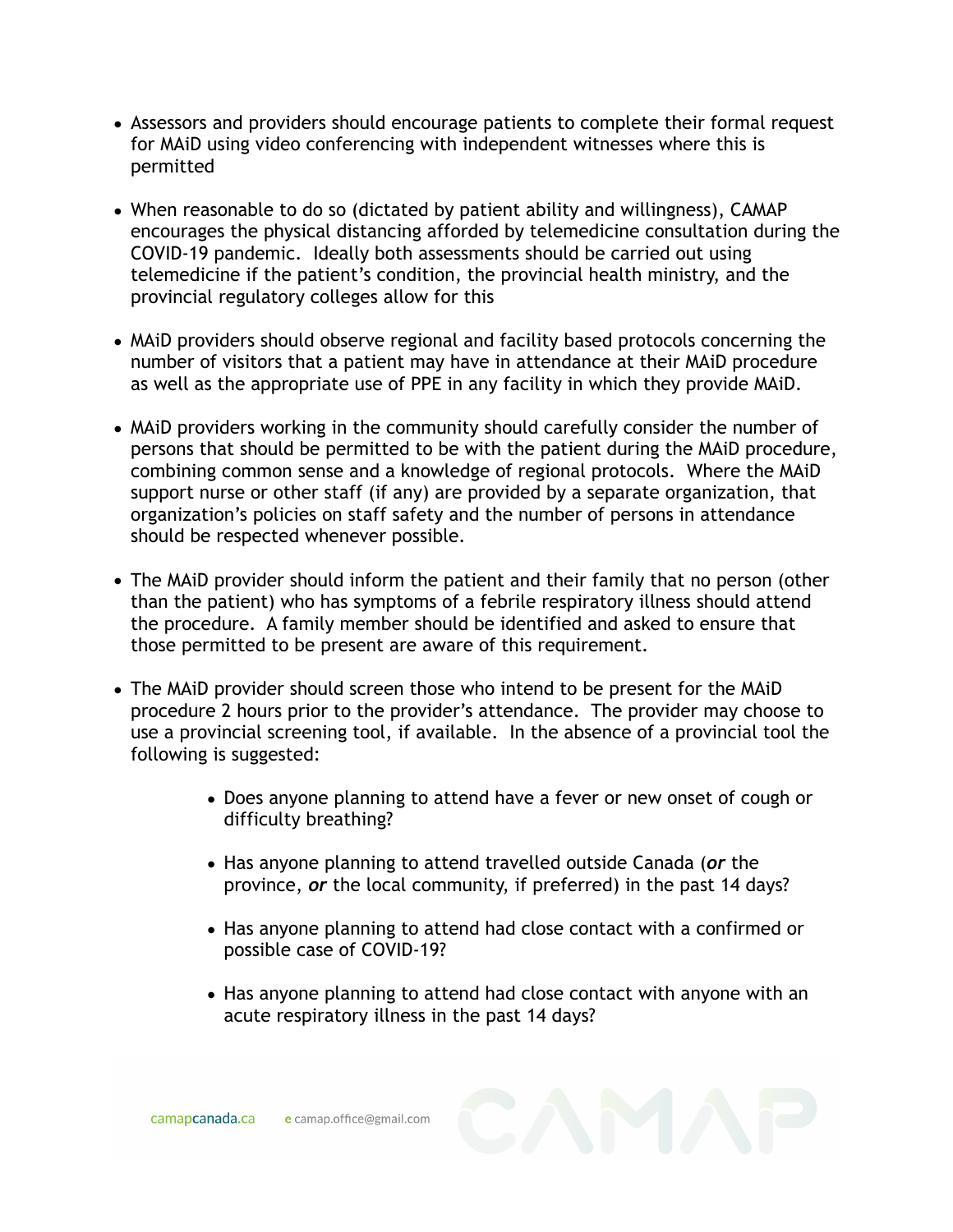- Assessors and providers should encourage patients to complete their formal request for MAiD using video conferencing with independent witnesses where this is permitted

- When reasonable to do so (dictated by patient ability and willingness), CAMAP encourages the physical distancing afforded by telemedicine consultation during the COVID-19 pandemic. Ideally both assessments should be carried out using telemedicine if the patient's condition, the provincial health ministry, and the provincial regulatory colleges allow for this

- MAiD providers should observe regional and facility based protocols concerning the number of visitors that a patient may have in attendance at their MAiD procedure as well as the appropriate use of PPE in any facility in which they provide MAiD.

- MAiD providers working in the community should carefully consider the number of persons that should be permitted to be with the patient during the MAiD procedure, combining common sense and a knowledge of regional protocols. Where the MAiD support nurse or other staff (if any) are provided by a separate organization, that organization's policies on staff safety and the number of persons in attendance should be respected whenever possible.

- The MAiD provider should inform the patient and their family that no person (other than the patient) who has symptoms of a febrile respiratory illness should attend the procedure. A family member should be identified and asked to ensure that those permitted to be present are aware of this requirement.

- The MAiD provider should screen those who intend to be present for the MAiD procedure 2 hours prior to the provider's attendance. The provider may choose to use a provincial screening tool, if available. In the absence of a provincial tool the following is suggested:

    - Does anyone planning to attend have a fever or new onset of cough or difficulty breathing?

    - Has anyone planning to attend travelled outside Canada (***or*** the province, ***or*** the local community, if preferred) in the past 14 days?

    - Has anyone planning to attend had close contact with a confirmed or possible case of COVID-19?

    - Has anyone planning to attend had close contact with anyone with an acute respiratory illness in the past 14 days?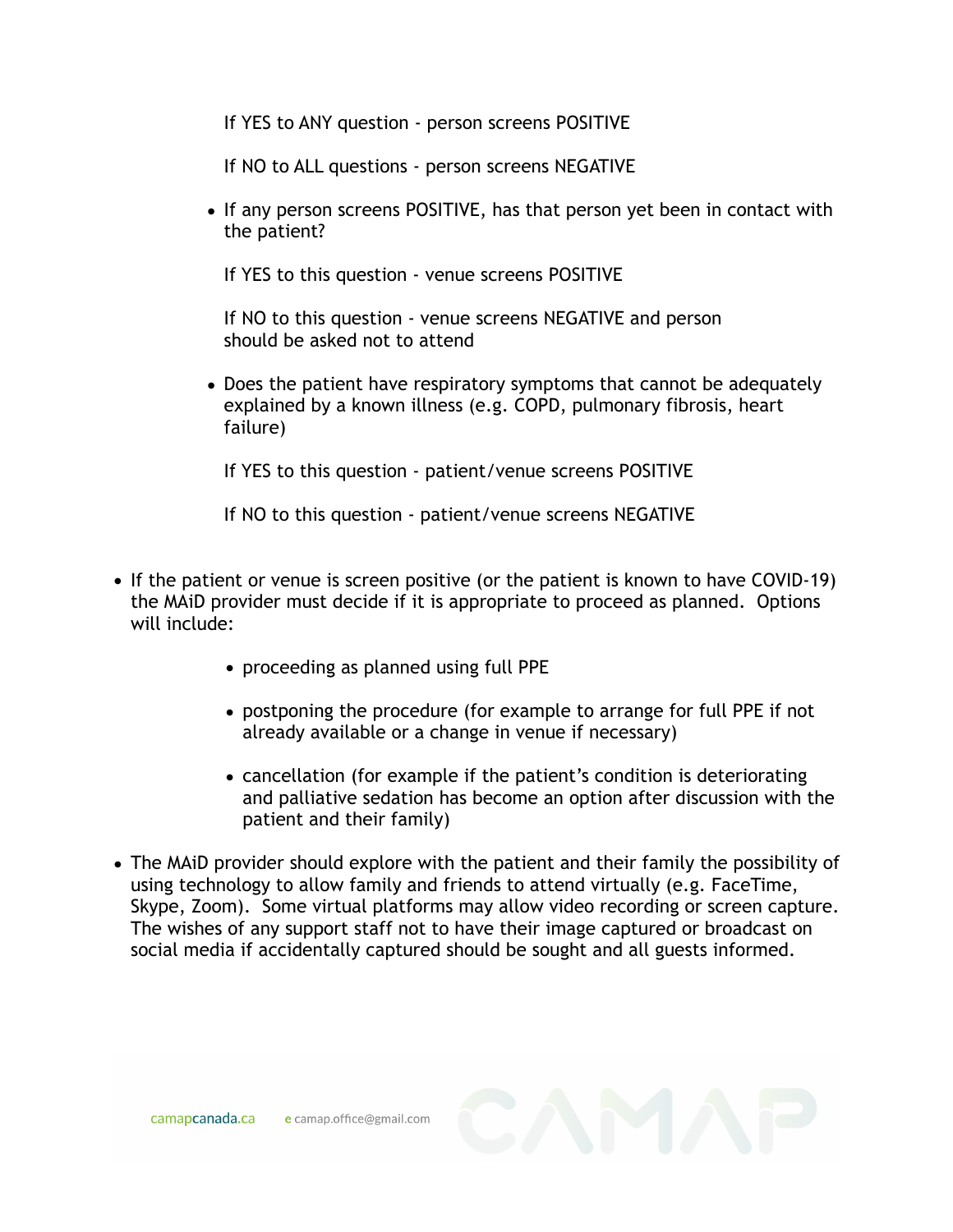If YES to ANY question - person screens POSITIVE

If NO to ALL questions - person screens NEGATIVE

- If any person screens POSITIVE, has that person yet been in contact with the patient?

  If YES to this question - venue screens POSITIVE

  If NO to this question - venue screens NEGATIVE and person should be asked not to attend

- Does the patient have respiratory symptoms that cannot be adequately explained by a known illness (e.g. COPD, pulmonary fibrosis, heart failure)

  If YES to this question - patient/venue screens POSITIVE

  If NO to this question - patient/venue screens NEGATIVE

- If the patient or venue is screen positive (or the patient is known to have COVID-19) the MAiD provider must decide if it is appropriate to proceed as planned. Options will include:

  - proceeding as planned using full PPE
  - postponing the procedure (for example to arrange for full PPE if not already available or a change in venue if necessary)
  - cancellation (for example if the patient's condition is deteriorating and palliative sedation has become an option after discussion with the patient and their family)

- The MAiD provider should explore with the patient and their family the possibility of using technology to allow family and friends to attend virtually (e.g. FaceTime, Skype, Zoom). Some virtual platforms may allow video recording or screen capture. The wishes of any support staff not to have their image captured or broadcast on social media if accidentally captured should be sought and all guests informed.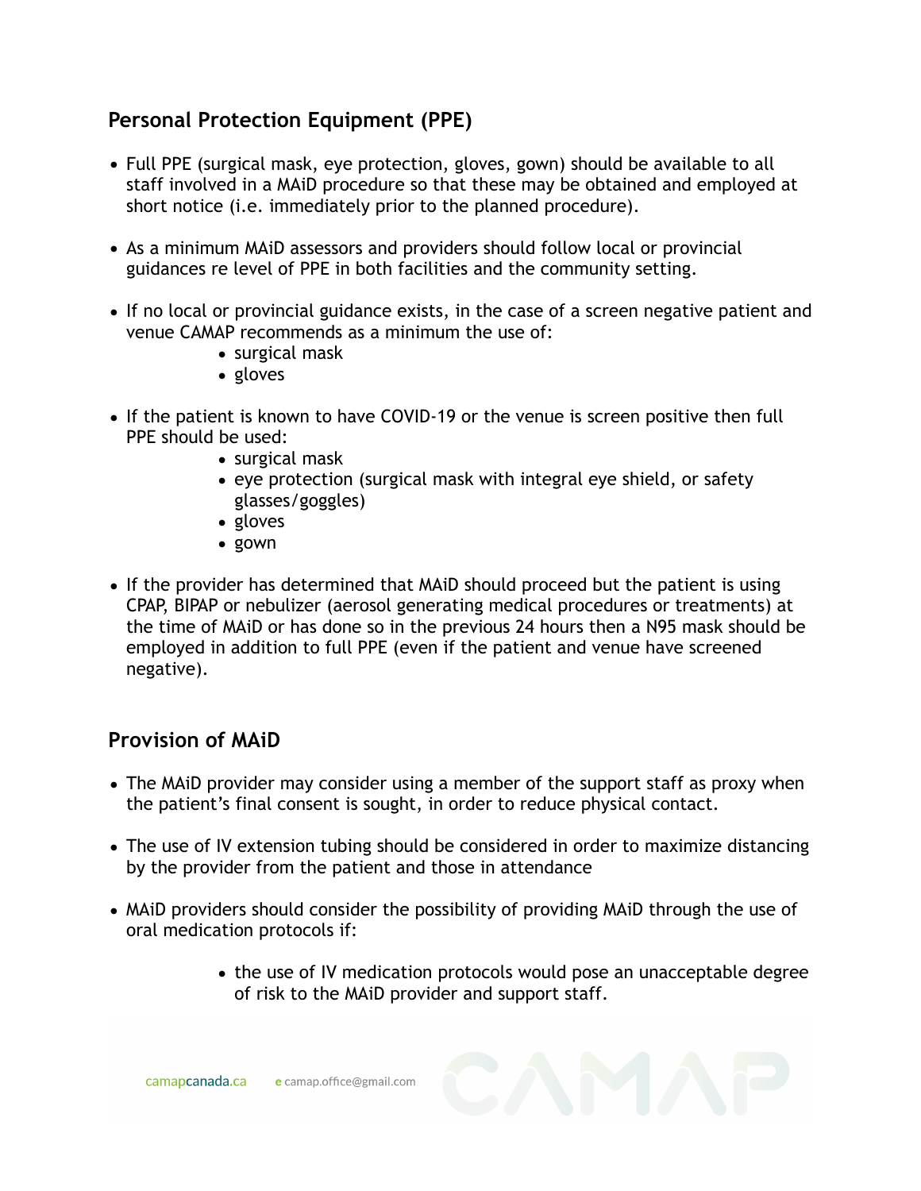## Personal Protection Equipment (PPE)

- Full PPE (surgical mask, eye protection, gloves, gown) should be available to all staff involved in a MAiD procedure so that these may be obtained and employed at short notice (i.e. immediately prior to the planned procedure).

- As a minimum MAiD assessors and providers should follow local or provincial guidances re level of PPE in both facilities and the community setting.

- If no local or provincial guidance exists, in the case of a screen negative patient and venue CAMAP recommends as a minimum the use of:
    - surgical mask
    - gloves

- If the patient is known to have COVID-19 or the venue is screen positive then full PPE should be used:
    - surgical mask
    - eye protection (surgical mask with integral eye shield, or safety glasses/goggles)
    - gloves
    - gown

- If the provider has determined that MAiD should proceed but the patient is using CPAP, BIPAP or nebulizer (aerosol generating medical procedures or treatments) at the time of MAiD or has done so in the previous 24 hours then a N95 mask should be employed in addition to full PPE (even if the patient and venue have screened negative).

## Provision of MAiD

- The MAiD provider may consider using a member of the support staff as proxy when the patient's final consent is sought, in order to reduce physical contact.

- The use of IV extension tubing should be considered in order to maximize distancing by the provider from the patient and those in attendance

- MAiD providers should consider the possibility of providing MAiD through the use of oral medication protocols if:

    - the use of IV medication protocols would pose an unacceptable degree of risk to the MAiD provider and support staff.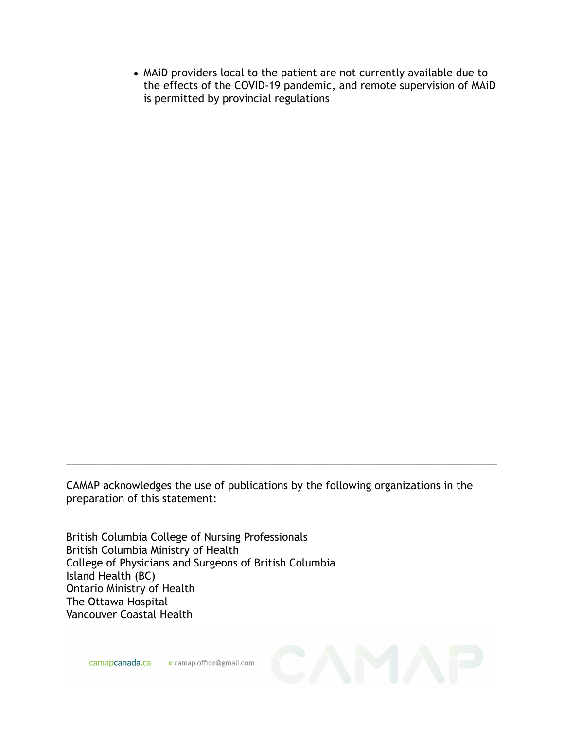- MAiD providers local to the patient are not currently available due to the effects of the COVID-19 pandemic, and remote supervision of MAiD is permitted by provincial regulations

---

CAMAP acknowledges the use of publications by the following organizations in the preparation of this statement:

British Columbia College of Nursing Professionals
British Columbia Ministry of Health
College of Physicians and Surgeons of British Columbia
Island Health (BC)
Ontario Ministry of Health
The Ottawa Hospital
Vancouver Coastal Health